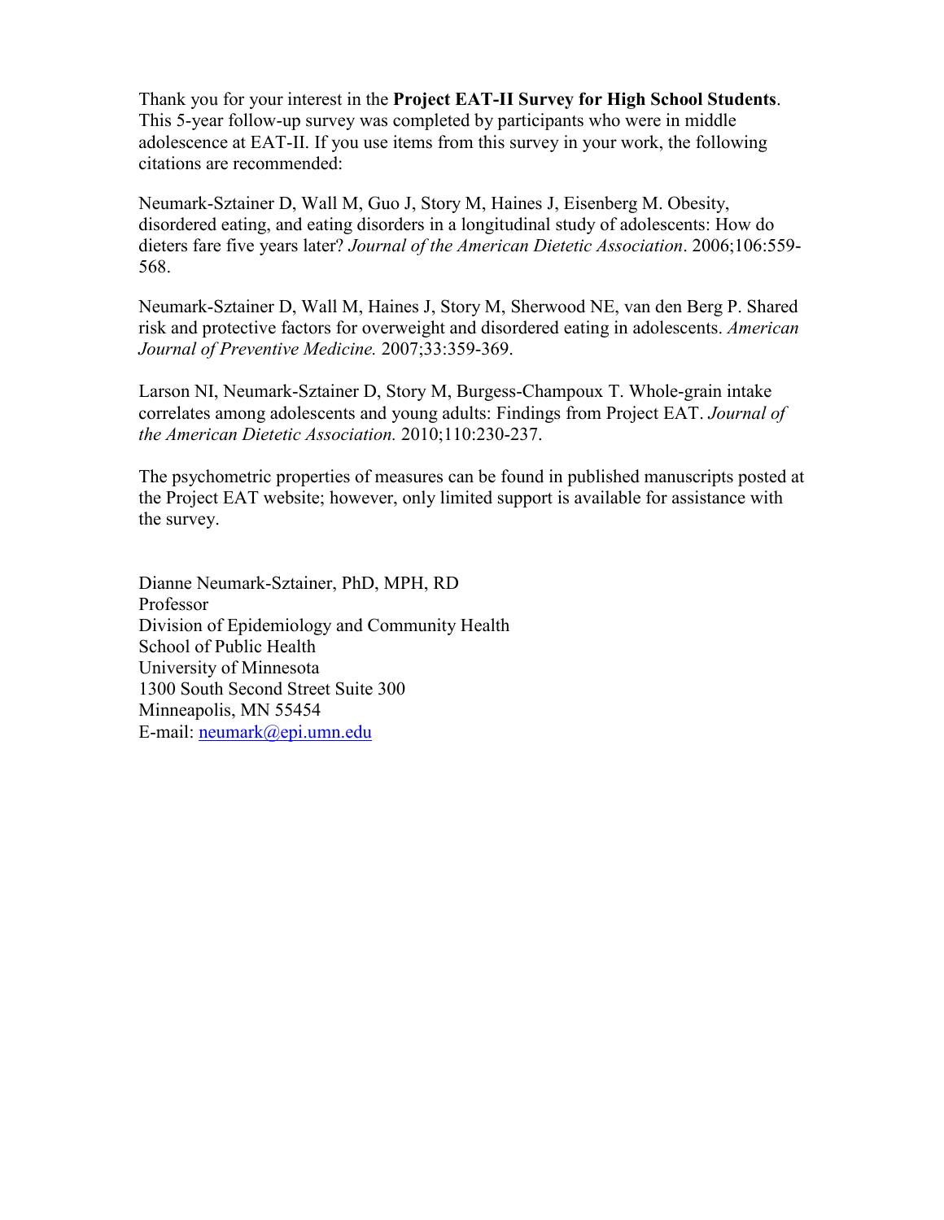Thank you for your interest in the **Project EAT-II Survey for High School Students**. This 5-year follow-up survey was completed by participants who were in middle adolescence at EAT-II. If you use items from this survey in your work, the following citations are recommended:

Neumark-Sztainer D, Wall M, Guo J, Story M, Haines J, Eisenberg M. Obesity, disordered eating, and eating disorders in a longitudinal study of adolescents: How do dieters fare five years later? *Journal of the American Dietetic Association*. 2006;106:559-568.

Neumark-Sztainer D, Wall M, Haines J, Story M, Sherwood NE, van den Berg P. Shared risk and protective factors for overweight and disordered eating in adolescents. *American Journal of Preventive Medicine.* 2007;33:359-369.

Larson NI, Neumark-Sztainer D, Story M, Burgess-Champoux T. Whole-grain intake correlates among adolescents and young adults: Findings from Project EAT. *Journal of the American Dietetic Association.* 2010;110:230-237.

The psychometric properties of measures can be found in published manuscripts posted at the Project EAT website; however, only limited support is available for assistance with the survey.

Dianne Neumark-Sztainer, PhD, MPH, RD
Professor
Division of Epidemiology and Community Health
School of Public Health
University of Minnesota
1300 South Second Street Suite 300
Minneapolis, MN 55454
E-mail: neumark@epi.umn.edu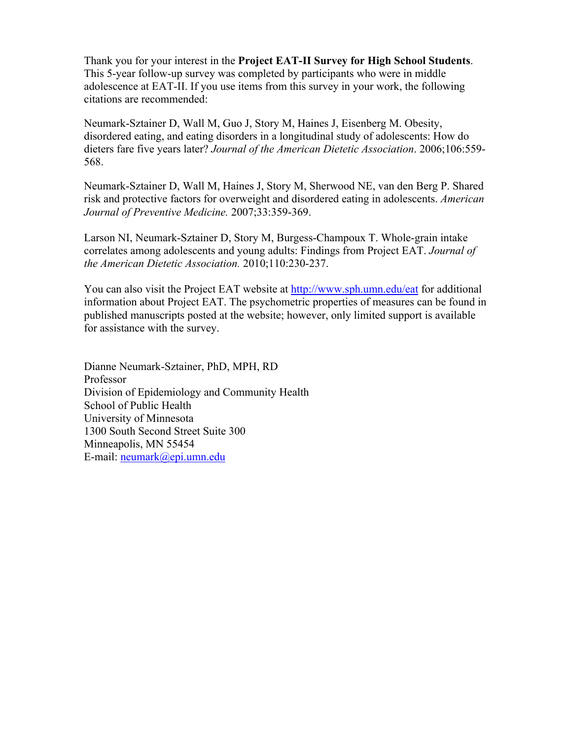Thank you for your interest in the **Project EAT-II Survey for High School Students**. This 5-year follow-up survey was completed by participants who were in middle adolescence at EAT-II. If you use items from this survey in your work, the following citations are recommended:

Neumark-Sztainer D, Wall M, Guo J, Story M, Haines J, Eisenberg M. Obesity, disordered eating, and eating disorders in a longitudinal study of adolescents: How do dieters fare five years later? *Journal of the American Dietetic Association*. 2006;106:559-568.

Neumark-Sztainer D, Wall M, Haines J, Story M, Sherwood NE, van den Berg P. Shared risk and protective factors for overweight and disordered eating in adolescents. *American Journal of Preventive Medicine.* 2007;33:359-369.

Larson NI, Neumark-Sztainer D, Story M, Burgess-Champoux T. Whole-grain intake correlates among adolescents and young adults: Findings from Project EAT. *Journal of the American Dietetic Association.* 2010;110:230-237.

You can also visit the Project EAT website at http://www.sph.umn.edu/eat for additional information about Project EAT. The psychometric properties of measures can be found in published manuscripts posted at the website; however, only limited support is available for assistance with the survey.

Dianne Neumark-Sztainer, PhD, MPH, RD
Professor
Division of Epidemiology and Community Health
School of Public Health
University of Minnesota
1300 South Second Street Suite 300
Minneapolis, MN 55454
E-mail: neumark@epi.umn.edu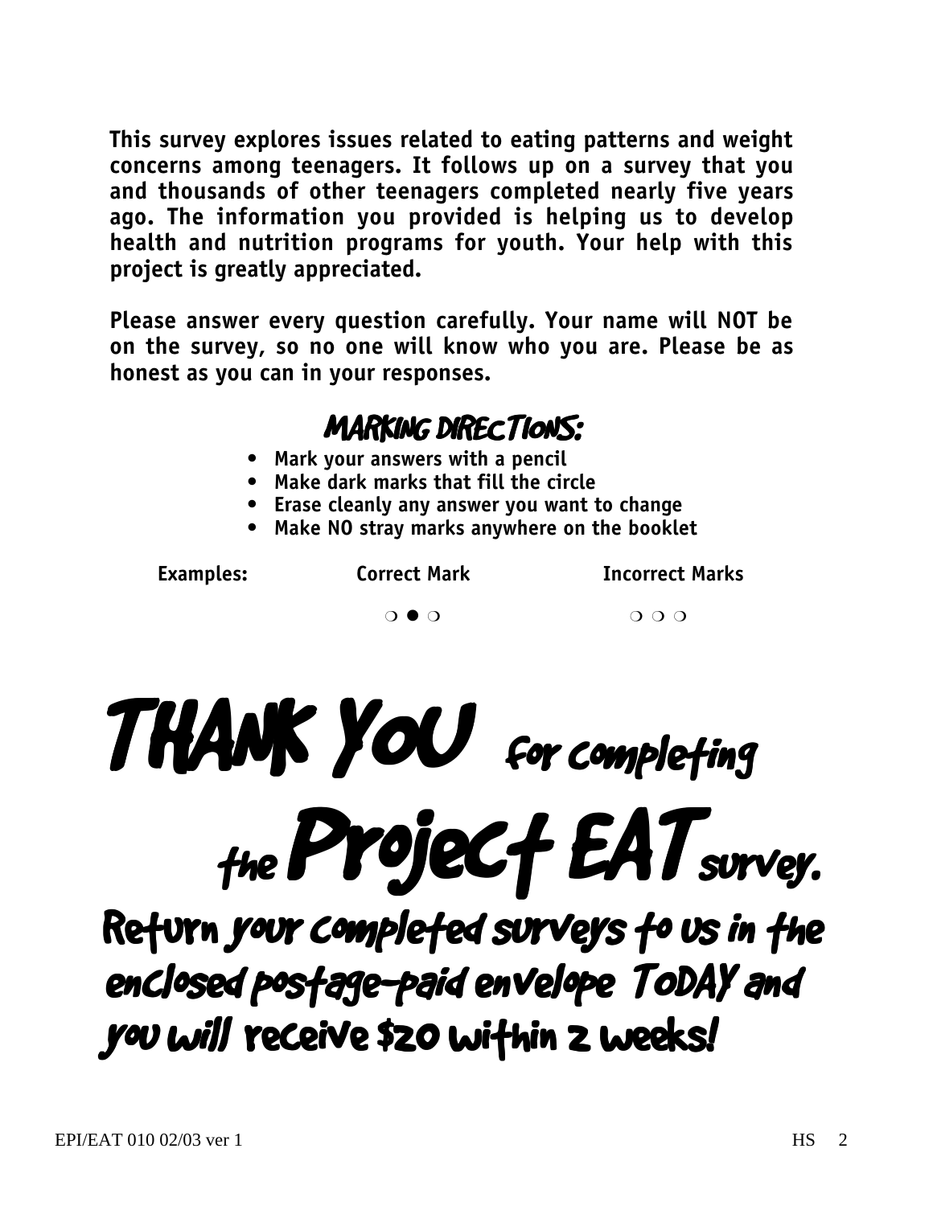**This survey explores issues related to eating patterns and weight concerns among teenagers. It follows up on a survey that you and thousands of other teenagers completed nearly five years ago. The information you provided is helping us to develop health and nutrition programs for youth. Your help with this project is greatly appreciated.**

**Please answer every question carefully. Your name will NOT be on the survey, so no one will know who you are. Please be as honest as you can in your responses.**

## MARKING DIRECTIONS:

- **Mark your answers with a pencil**
- **Make dark marks that fill the circle**
- **Erase cleanly any answer you want to change**
- **Make NO stray marks anywhere on the booklet**

| **Examples:** | **Correct Mark** | **Incorrect Marks** |
|---|---|---|
| | ❍ ● ❍ | ❍ ❍ ❍ |

# THANK YOU for completing the Project EAT survey.

## Return your completed surveys to us in the enclosed postage-paid envelope TODAY and you will receive $20 within 2 weeks!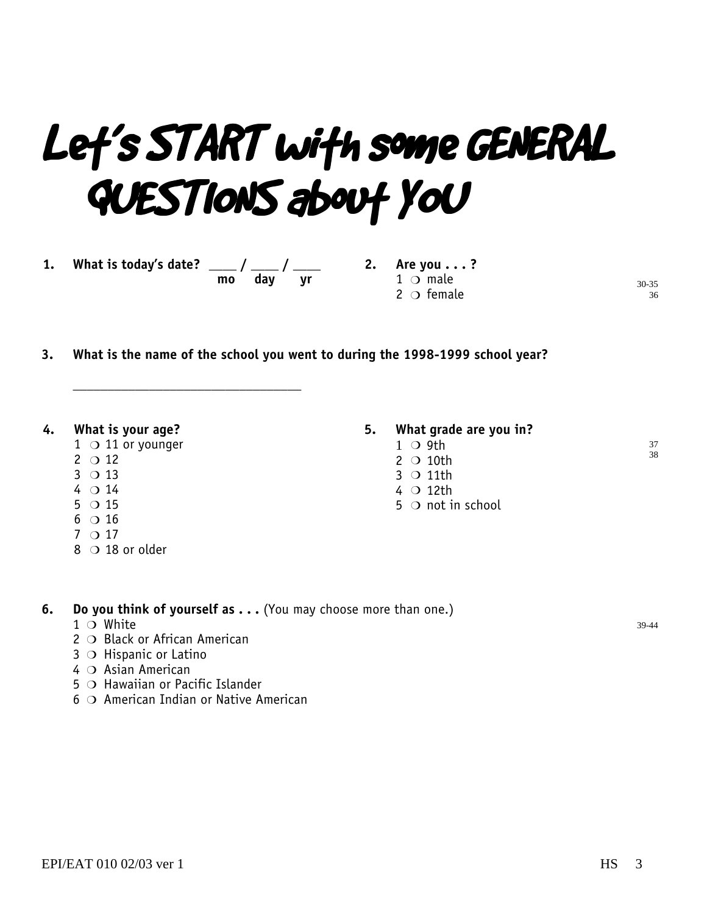# Let's START with some GENERAL QUESTIONS about YOU

**1. What is today's date?** ____ / ____ / ____
**mo day yr**

**2. Are you . . . ?**
1 ❍ male
2 ❍ female

30-35
36

**3. What is the name of the school you went to during the 1998-1999 school year?**

___________________________________

**4. What is your age?**
1 ❍ 11 or younger
2 ❍ 12
3 ❍ 13
4 ❍ 14
5 ❍ 15
6 ❍ 16
7 ❍ 17
8 ❍ 18 or older

**5. What grade are you in?**
1 ❍ 9th
2 ❍ 10th
3 ❍ 11th
4 ❍ 12th
5 ❍ not in school

37
38

**6. Do you think of yourself as . . .** (You may choose more than one.)
1 ❍ White
2 ❍ Black or African American
3 ❍ Hispanic or Latino
4 ❍ Asian American
5 ❍ Hawaiian or Pacific Islander
6 ❍ American Indian or Native American

39-44

EPI/EAT 010 02/03 ver 1 HS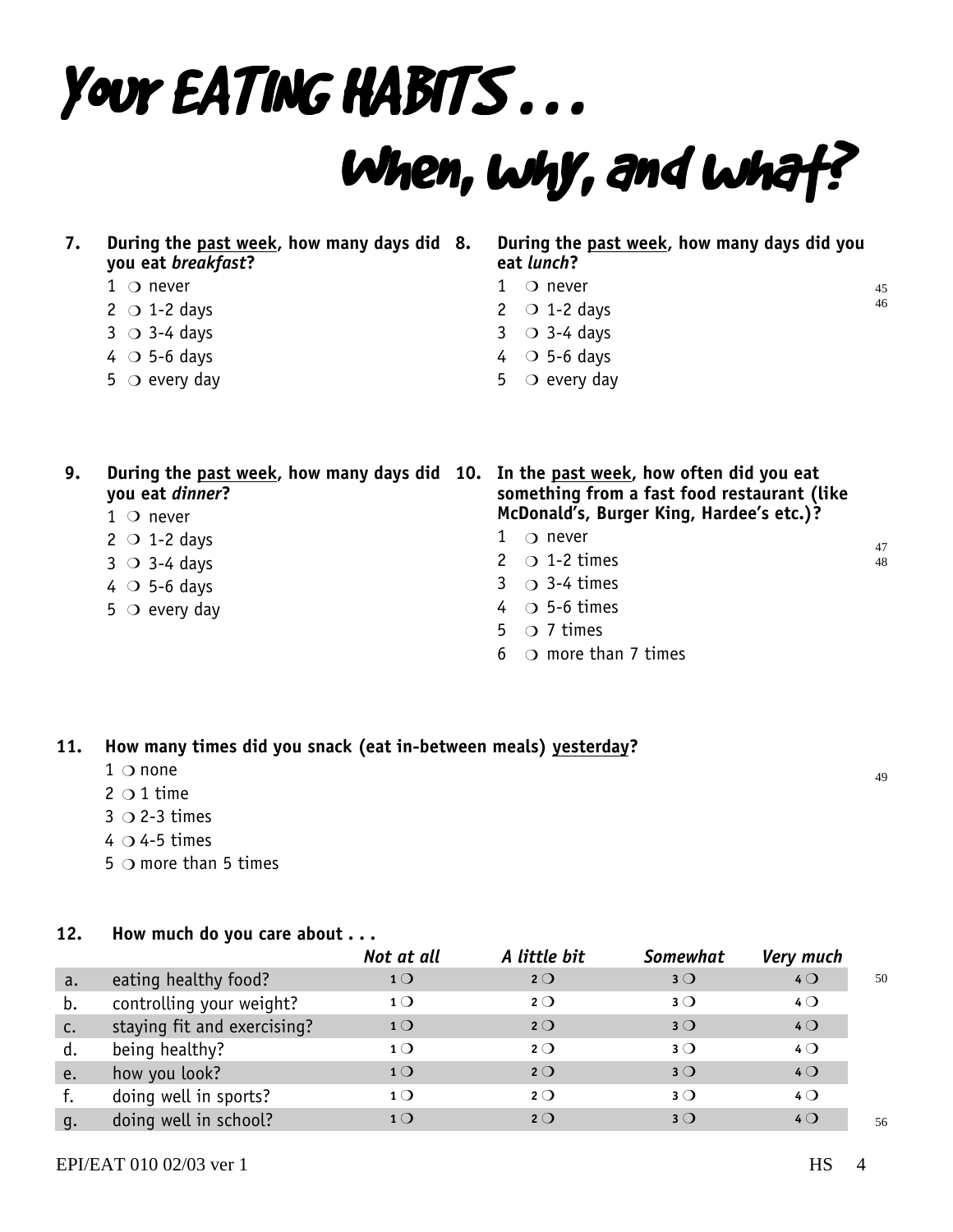# Your EATING HABITS . . .

## When, why, and what?

**7. During the past week, how many days did you eat *breakfast*?**

1 ❍ never
2 ❍ 1-2 days
3 ❍ 3-4 days
4 ❍ 5-6 days
5 ❍ every day

**8. During the past week, how many days did you eat *lunch*?**

1 ❍ never
2 ❍ 1-2 days
3 ❍ 3-4 days
4 ❍ 5-6 days
5 ❍ every day

45
46

**9. During the past week, how many days did you eat *dinner*?**

1 ❍ never
2 ❍ 1-2 days
3 ❍ 3-4 days
4 ❍ 5-6 days
5 ❍ every day

**10. In the past week, how often did you eat something from a fast food restaurant (like McDonald's, Burger King, Hardee's etc.)?**

1 ❍ never
2 ❍ 1-2 times
3 ❍ 3-4 times
4 ❍ 5-6 times
5 ❍ 7 times
6 ❍ more than 7 times

47
48

**11. How many times did you snack (eat in-between meals) yesterday?**

1 ❍ none
2 ❍ 1 time
3 ❍ 2-3 times
4 ❍ 4-5 times
5 ❍ more than 5 times

49

**12. How much do you care about . . .**

| | | *Not at all* | *A little bit* | *Somewhat* | *Very much* | |
|---|---|---|---|---|---|---|
| a. | eating healthy food? | 1 ❍ | 2 ❍ | 3 ❍ | 4 ❍ | 50 |
| b. | controlling your weight? | 1 ❍ | 2 ❍ | 3 ❍ | 4 ❍ | |
| c. | staying fit and exercising? | 1 ❍ | 2 ❍ | 3 ❍ | 4 ❍ | |
| d. | being healthy? | 1 ❍ | 2 ❍ | 3 ❍ | 4 ❍ | |
| e. | how you look? | 1 ❍ | 2 ❍ | 3 ❍ | 4 ❍ | |
| f. | doing well in sports? | 1 ❍ | 2 ❍ | 3 ❍ | 4 ❍ | |
| g. | doing well in school? | 1 ❍ | 2 ❍ | 3 ❍ | 4 ❍ | 56 |

EPI/EAT 010 02/03 ver 1 HS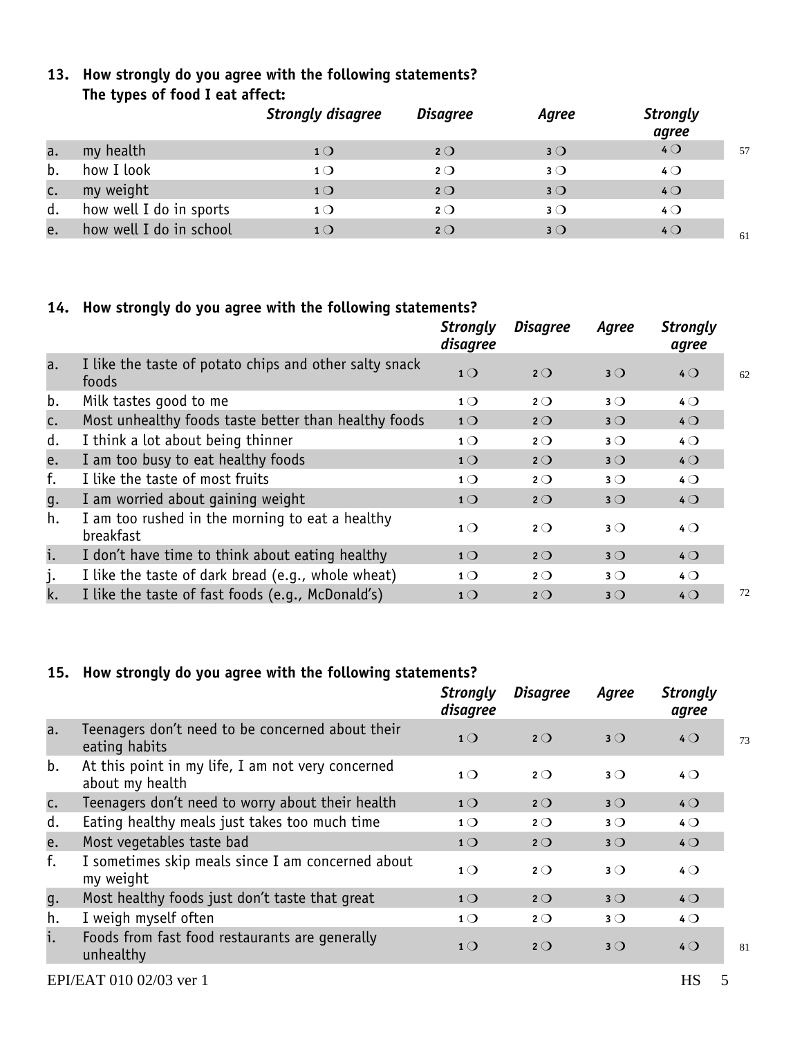**13. How strongly do you agree with the following statements?**
**The types of food I eat affect:**

| | | *Strongly disagree* | *Disagree* | *Agree* | *Strongly agree* | |
|---|---|---|---|---|---|---|
| a. | my health | 1 ❍ | 2 ❍ | 3 ❍ | 4 ❍ | 57 |
| b. | how I look | 1 ❍ | 2 ❍ | 3 ❍ | 4 ❍ | |
| c. | my weight | 1 ❍ | 2 ❍ | 3 ❍ | 4 ❍ | |
| d. | how well I do in sports | 1 ❍ | 2 ❍ | 3 ❍ | 4 ❍ | |
| e. | how well I do in school | 1 ❍ | 2 ❍ | 3 ❍ | 4 ❍ | 61 |

**14. How strongly do you agree with the following statements?**

| | | *Strongly disagree* | *Disagree* | *Agree* | *Strongly agree* | |
|---|---|---|---|---|---|---|
| a. | I like the taste of potato chips and other salty snack foods | 1 ❍ | 2 ❍ | 3 ❍ | 4 ❍ | 62 |
| b. | Milk tastes good to me | 1 ❍ | 2 ❍ | 3 ❍ | 4 ❍ | |
| c. | Most unhealthy foods taste better than healthy foods | 1 ❍ | 2 ❍ | 3 ❍ | 4 ❍ | |
| d. | I think a lot about being thinner | 1 ❍ | 2 ❍ | 3 ❍ | 4 ❍ | |
| e. | I am too busy to eat healthy foods | 1 ❍ | 2 ❍ | 3 ❍ | 4 ❍ | |
| f. | I like the taste of most fruits | 1 ❍ | 2 ❍ | 3 ❍ | 4 ❍ | |
| g. | I am worried about gaining weight | 1 ❍ | 2 ❍ | 3 ❍ | 4 ❍ | |
| h. | I am too rushed in the morning to eat a healthy breakfast | 1 ❍ | 2 ❍ | 3 ❍ | 4 ❍ | |
| i. | I don't have time to think about eating healthy | 1 ❍ | 2 ❍ | 3 ❍ | 4 ❍ | |
| j. | I like the taste of dark bread (e.g., whole wheat) | 1 ❍ | 2 ❍ | 3 ❍ | 4 ❍ | |
| k. | I like the taste of fast foods (e.g., McDonald's) | 1 ❍ | 2 ❍ | 3 ❍ | 4 ❍ | 72 |

**15. How strongly do you agree with the following statements?**

| | | *Strongly disagree* | *Disagree* | *Agree* | *Strongly agree* | |
|---|---|---|---|---|---|---|
| a. | Teenagers don't need to be concerned about their eating habits | 1 ❍ | 2 ❍ | 3 ❍ | 4 ❍ | 73 |
| b. | At this point in my life, I am not very concerned about my health | 1 ❍ | 2 ❍ | 3 ❍ | 4 ❍ | |
| c. | Teenagers don't need to worry about their health | 1 ❍ | 2 ❍ | 3 ❍ | 4 ❍ | |
| d. | Eating healthy meals just takes too much time | 1 ❍ | 2 ❍ | 3 ❍ | 4 ❍ | |
| e. | Most vegetables taste bad | 1 ❍ | 2 ❍ | 3 ❍ | 4 ❍ | |
| f. | I sometimes skip meals since I am concerned about my weight | 1 ❍ | 2 ❍ | 3 ❍ | 4 ❍ | |
| g. | Most healthy foods just don't taste that great | 1 ❍ | 2 ❍ | 3 ❍ | 4 ❍ | |
| h. | I weigh myself often | 1 ❍ | 2 ❍ | 3 ❍ | 4 ❍ | |
| i. | Foods from fast food restaurants are generally unhealthy | 1 ❍ | 2 ❍ | 3 ❍ | 4 ❍ | 81 |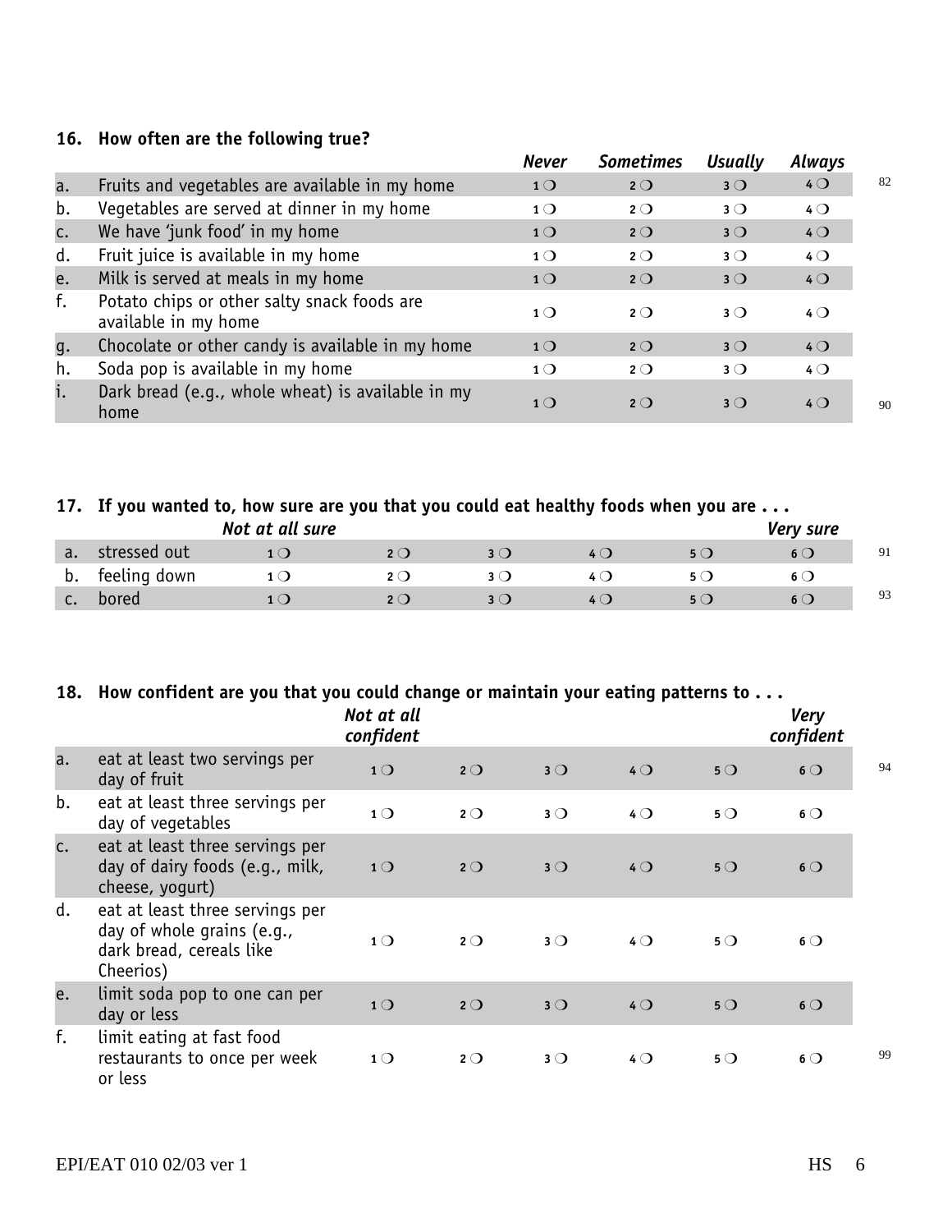**16. How often are the following true?**

| | | *Never* | *Sometimes* | *Usually* | *Always* | |
|---|---|---|---|---|---|---|
| a. | Fruits and vegetables are available in my home | 1 ❍ | 2 ❍ | 3 ❍ | 4 ❍ | 82 |
| b. | Vegetables are served at dinner in my home | 1 ❍ | 2 ❍ | 3 ❍ | 4 ❍ | |
| c. | We have 'junk food' in my home | 1 ❍ | 2 ❍ | 3 ❍ | 4 ❍ | |
| d. | Fruit juice is available in my home | 1 ❍ | 2 ❍ | 3 ❍ | 4 ❍ | |
| e. | Milk is served at meals in my home | 1 ❍ | 2 ❍ | 3 ❍ | 4 ❍ | |
| f. | Potato chips or other salty snack foods are available in my home | 1 ❍ | 2 ❍ | 3 ❍ | 4 ❍ | |
| g. | Chocolate or other candy is available in my home | 1 ❍ | 2 ❍ | 3 ❍ | 4 ❍ | |
| h. | Soda pop is available in my home | 1 ❍ | 2 ❍ | 3 ❍ | 4 ❍ | |
| i. | Dark bread (e.g., whole wheat) is available in my home | 1 ❍ | 2 ❍ | 3 ❍ | 4 ❍ | 90 |

**17. If you wanted to, how sure are you that you could eat healthy foods when you are . . .**

| | | *Not at all sure* | | | | | *Very sure* | |
|---|---|---|---|---|---|---|---|---|
| a. | stressed out | 1 ❍ | 2 ❍ | 3 ❍ | 4 ❍ | 5 ❍ | 6 ❍ | 91 |
| b. | feeling down | 1 ❍ | 2 ❍ | 3 ❍ | 4 ❍ | 5 ❍ | 6 ❍ | |
| c. | bored | 1 ❍ | 2 ❍ | 3 ❍ | 4 ❍ | 5 ❍ | 6 ❍ | 93 |

**18. How confident are you that you could change or maintain your eating patterns to . . .**

| | | *Not at all confident* | | | | | *Very confident* | |
|---|---|---|---|---|---|---|---|---|
| a. | eat at least two servings per day of fruit | 1 ❍ | 2 ❍ | 3 ❍ | 4 ❍ | 5 ❍ | 6 ❍ | 94 |
| b. | eat at least three servings per day of vegetables | 1 ❍ | 2 ❍ | 3 ❍ | 4 ❍ | 5 ❍ | 6 ❍ | |
| c. | eat at least three servings per day of dairy foods (e.g., milk, cheese, yogurt) | 1 ❍ | 2 ❍ | 3 ❍ | 4 ❍ | 5 ❍ | 6 ❍ | |
| d. | eat at least three servings per day of whole grains (e.g., dark bread, cereals like Cheerios) | 1 ❍ | 2 ❍ | 3 ❍ | 4 ❍ | 5 ❍ | 6 ❍ | |
| e. | limit soda pop to one can per day or less | 1 ❍ | 2 ❍ | 3 ❍ | 4 ❍ | 5 ❍ | 6 ❍ | |
| f. | limit eating at fast food restaurants to once per week or less | 1 ❍ | 2 ❍ | 3 ❍ | 4 ❍ | 5 ❍ | 6 ❍ | 99 |

EPI/EAT 010 02/03 ver 1 HS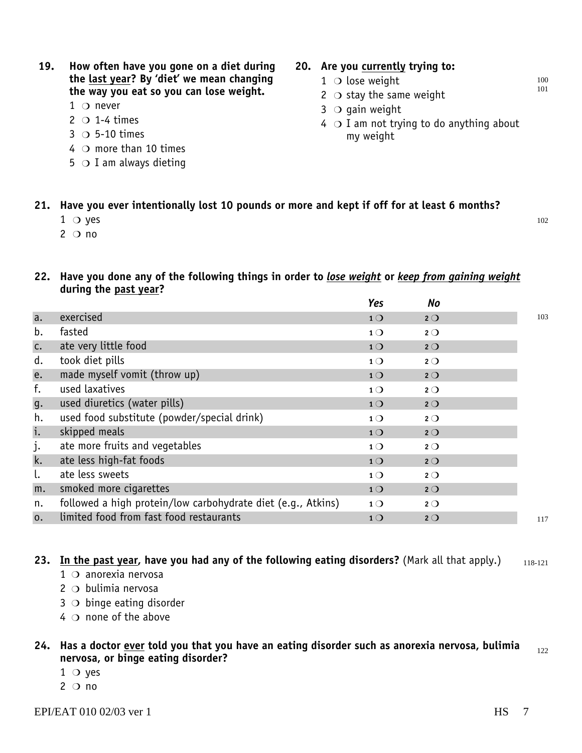**19. How often have you gone on a diet during the <u>last year</u>? By 'diet' we mean changing the way you eat so you can lose weight.**

1 ❍ never
2 ❍ 1-4 times
3 ❍ 5-10 times
4 ❍ more than 10 times
5 ❍ I am always dieting

**20. Are you <u>currently</u> trying to:**

1 ❍ lose weight
2 ❍ stay the same weight
3 ❍ gain weight
4 ❍ I am not trying to do anything about my weight

100
101

**21. Have you ever intentionally lost 10 pounds or more and kept if off for at least 6 months?**

1 ❍ yes
2 ❍ no

102

**22. Have you done any of the following things in order to *lose weight* or *keep from gaining weight* during the <u>past year</u>?**

| | | *Yes* | *No* | |
|---|---|---|---|---|
| a. | exercised | 1 ❍ | 2 ❍ | 103 |
| b. | fasted | 1 ❍ | 2 ❍ | |
| c. | ate very little food | 1 ❍ | 2 ❍ | |
| d. | took diet pills | 1 ❍ | 2 ❍ | |
| e. | made myself vomit (throw up) | 1 ❍ | 2 ❍ | |
| f. | used laxatives | 1 ❍ | 2 ❍ | |
| g. | used diuretics (water pills) | 1 ❍ | 2 ❍ | |
| h. | used food substitute (powder/special drink) | 1 ❍ | 2 ❍ | |
| i. | skipped meals | 1 ❍ | 2 ❍ | |
| j. | ate more fruits and vegetables | 1 ❍ | 2 ❍ | |
| k. | ate less high-fat foods | 1 ❍ | 2 ❍ | |
| l. | ate less sweets | 1 ❍ | 2 ❍ | |
| m. | smoked more cigarettes | 1 ❍ | 2 ❍ | |
| n. | followed a high protein/low carbohydrate diet (e.g., Atkins) | 1 ❍ | 2 ❍ | |
| o. | limited food from fast food restaurants | 1 ❍ | 2 ❍ | 117 |

**23. <u>In the past year</u>, have you had any of the following eating disorders?** (Mark all that apply.) 118-121

1 ❍ anorexia nervosa
2 ❍ bulimia nervosa
3 ❍ binge eating disorder
4 ❍ none of the above

**24. Has a doctor <u>ever</u> told you that you have an eating disorder such as anorexia nervosa, bulimia nervosa, or binge eating disorder?** 122

1 ❍ yes
2 ❍ no

EPI/EAT 010 02/03 ver 1 HS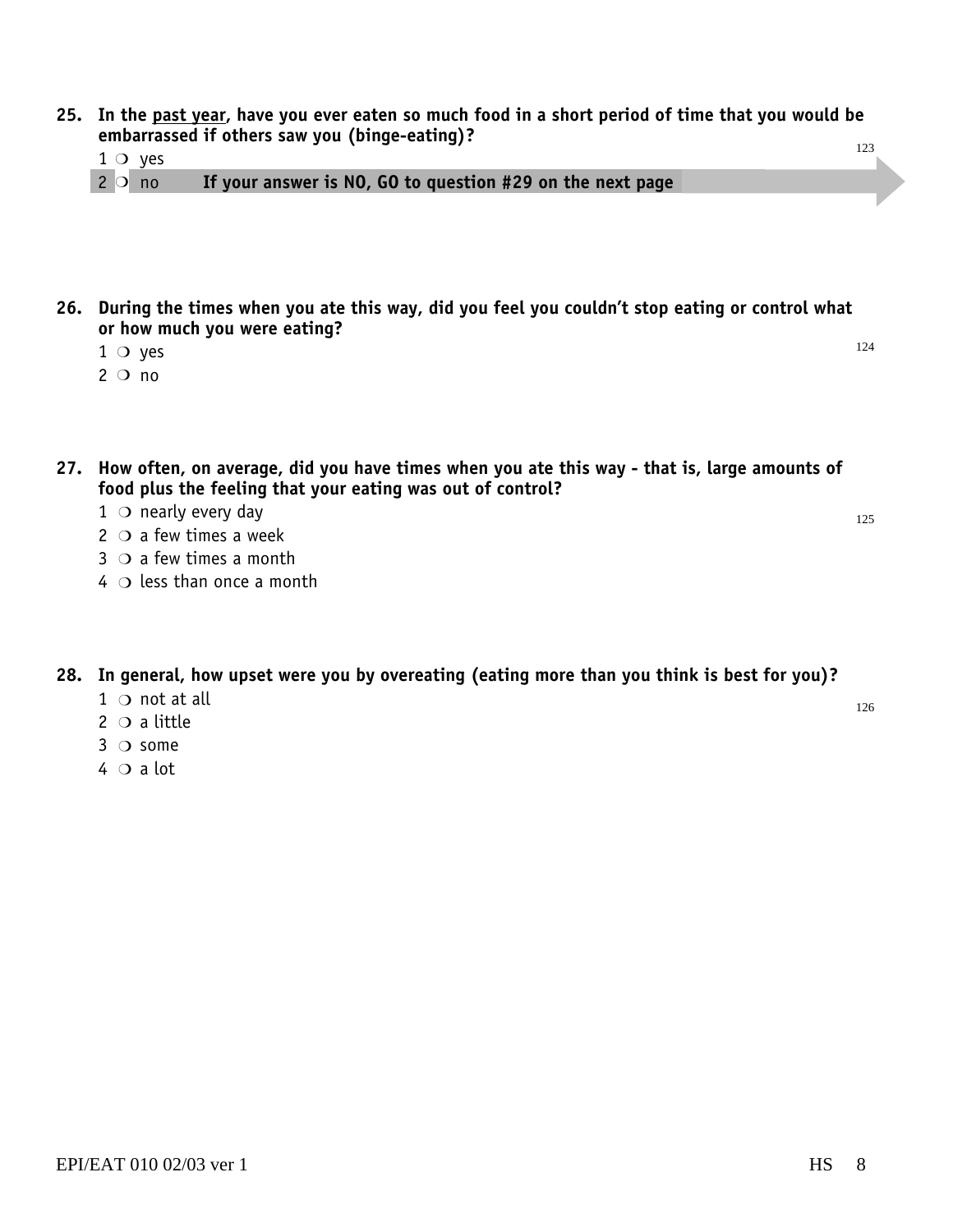**25. In the past year, have you ever eaten so much food in a short period of time that you would be embarrassed if others saw you (binge-eating)?**

123

1 ❍ yes
2 ❍ no **If your answer is NO, GO to question #29 on the next page**

**26. During the times when you ate this way, did you feel you couldn't stop eating or control what or how much you were eating?**

124

1 ❍ yes
2 ❍ no

**27. How often, on average, did you have times when you ate this way - that is, large amounts of food plus the feeling that your eating was out of control?**

125

1 ❍ nearly every day
2 ❍ a few times a week
3 ❍ a few times a month
4 ❍ less than once a month

**28. In general, how upset were you by overeating (eating more than you think is best for you)?**

126

1 ❍ not at all
2 ❍ a little
3 ❍ some
4 ❍ a lot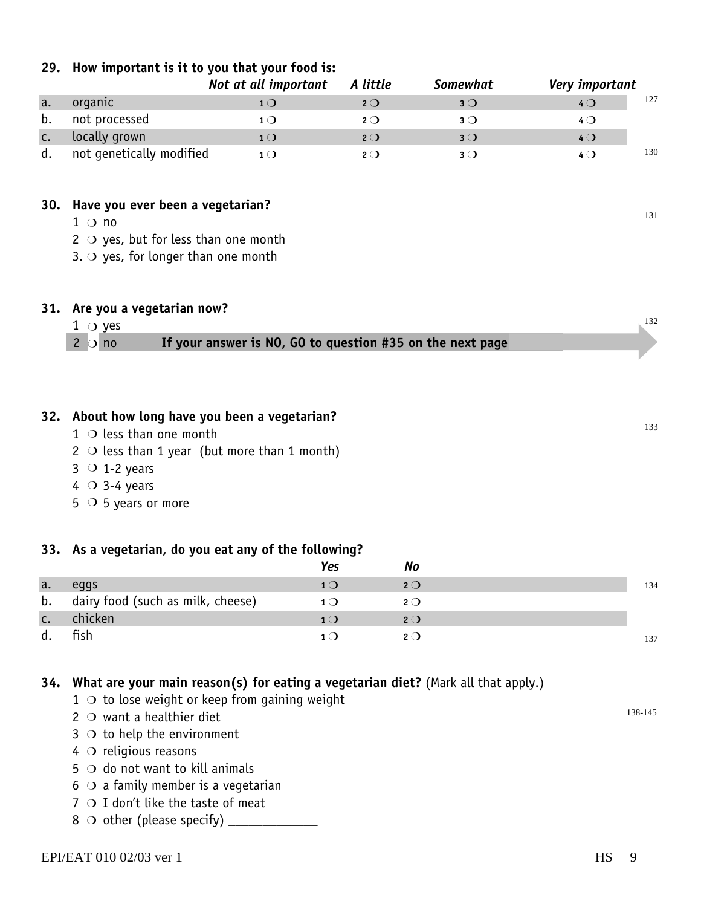**29. How important is it to you that your food is:**

| | | *Not at all important* | *A little* | *Somewhat* | *Very important* | |
|---|---|---|---|---|---|---|
| a. | organic | 1 ❍ | 2 ❍ | 3 ❍ | 4 ❍ | 127 |
| b. | not processed | 1 ❍ | 2 ❍ | 3 ❍ | 4 ❍ | |
| c. | locally grown | 1 ❍ | 2 ❍ | 3 ❍ | 4 ❍ | |
| d. | not genetically modified | 1 ❍ | 2 ❍ | 3 ❍ | 4 ❍ | 130 |

**30. Have you ever been a vegetarian?** 131

1 ❍ no
2 ❍ yes, but for less than one month
3. ❍ yes, for longer than one month

**31. Are you a vegetarian now?** 132

1 ❍ yes
2 ❍ no **If your answer is NO, GO to question #35 on the next page**

**32. About how long have you been a vegetarian?** 133

1 ❍ less than one month
2 ❍ less than 1 year (but more than 1 month)
3 ❍ 1-2 years
4 ❍ 3-4 years
5 ❍ 5 years or more

**33. As a vegetarian, do you eat any of the following?**

| | | *Yes* | *No* | |
|---|---|---|---|---|
| a. | eggs | 1 ❍ | 2 ❍ | 134 |
| b. | dairy food (such as milk, cheese) | 1 ❍ | 2 ❍ | |
| c. | chicken | 1 ❍ | 2 ❍ | |
| d. | fish | 1 ❍ | 2 ❍ | 137 |

**34. What are your main reason(s) for eating a vegetarian diet?** (Mark all that apply.) 138-145

1 ❍ to lose weight or keep from gaining weight
2 ❍ want a healthier diet
3 ❍ to help the environment
4 ❍ religious reasons
5 ❍ do not want to kill animals
6 ❍ a family member is a vegetarian
7 ❍ I don't like the taste of meat
8 ❍ other (please specify) _____________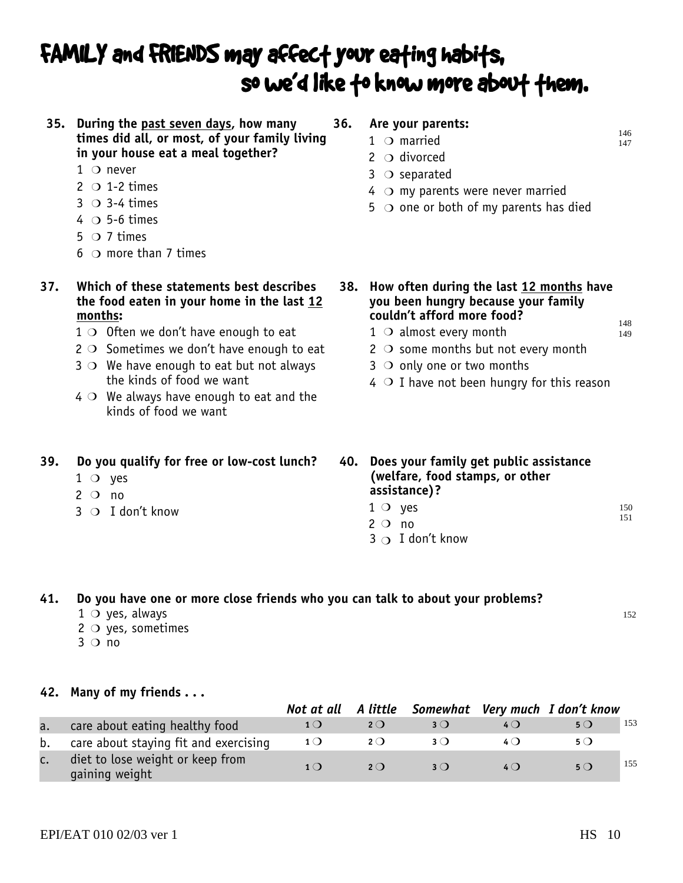# FAMILY and FRIENDS may affect your eating habits, so we'd like to know more about them.

**35. During the past seven days, how many times did all, or most, of your family living in your house eat a meal together?**

1 ❍ never
2 ❍ 1-2 times
3 ❍ 3-4 times
4 ❍ 5-6 times
5 ❍ 7 times
6 ❍ more than 7 times

**36. Are your parents:**

1 ❍ married
2 ❍ divorced
3 ❍ separated
4 ❍ my parents were never married
5 ❍ one or both of my parents has died

146
147

**37. Which of these statements best describes the food eaten in your home in the last 12 months:**

1 ❍ Often we don't have enough to eat
2 ❍ Sometimes we don't have enough to eat
3 ❍ We have enough to eat but not always the kinds of food we want
4 ❍ We always have enough to eat and the kinds of food we want

**38. How often during the last 12 months have you been hungry because your family couldn't afford more food?**

1 ❍ almost every month
2 ❍ some months but not every month
3 ❍ only one or two months
4 ❍ I have not been hungry for this reason

148
149

**39. Do you qualify for free or low-cost lunch?**

1 ❍ yes
2 ❍ no
3 ❍ I don't know

**40. Does your family get public assistance (welfare, food stamps, or other assistance)?**

1 ❍ yes
2 ❍ no
3 ❍ I don't know

150
151

**41. Do you have one or more close friends who you can talk to about your problems?**

1 ❍ yes, always
2 ❍ yes, sometimes
3 ❍ no

152

**42. Many of my friends . . .**

| | | *Not at all* | *A little* | *Somewhat* | *Very much* | *I don't know* | |
|---|---|---|---|---|---|---|---|
| a. | care about eating healthy food | 1 ❍ | 2 ❍ | 3 ❍ | 4 ❍ | 5 ❍ | 153 |
| b. | care about staying fit and exercising | 1 ❍ | 2 ❍ | 3 ❍ | 4 ❍ | 5 ❍ | |
| c. | diet to lose weight or keep from gaining weight | 1 ❍ | 2 ❍ | 3 ❍ | 4 ❍ | 5 ❍ | 155 |

EPI/EAT 010 02/03 ver 1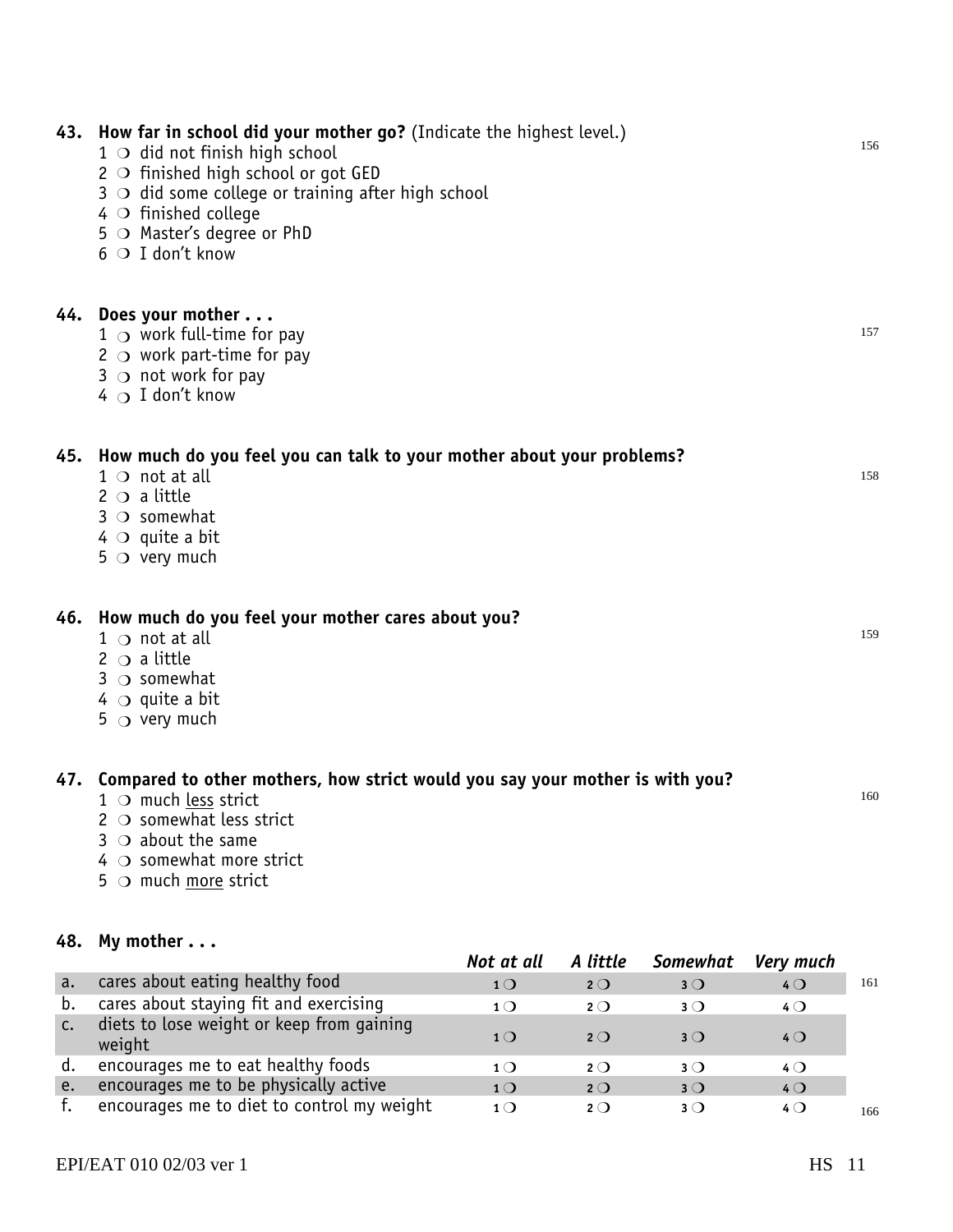**43. How far in school did your mother go?** (Indicate the highest level.)

1 ❍ did not finish high school
2 ❍ finished high school or got GED
3 ❍ did some college or training after high school
4 ❍ finished college
5 ❍ Master's degree or PhD
6 ❍ I don't know

156

**44. Does your mother . . .**

1 ❍ work full-time for pay
2 ❍ work part-time for pay
3 ❍ not work for pay
4 ❍ I don't know

157

**45. How much do you feel you can talk to your mother about your problems?**

1 ❍ not at all
2 ❍ a little
3 ❍ somewhat
4 ❍ quite a bit
5 ❍ very much

158

**46. How much do you feel your mother cares about you?**

1 ❍ not at all
2 ❍ a little
3 ❍ somewhat
4 ❍ quite a bit
5 ❍ very much

159

**47. Compared to other mothers, how strict would you say your mother is with you?**

1 ❍ much <u>less</u> strict
2 ❍ somewhat less strict
3 ❍ about the same
4 ❍ somewhat more strict
5 ❍ much <u>more</u> strict

160

**48. My mother . . .**

| | | *Not at all* | *A little* | *Somewhat* | *Very much* | |
|---|---|---|---|---|---|---|
| a. | cares about eating healthy food | 1 ❍ | 2 ❍ | 3 ❍ | 4 ❍ | 161 |
| b. | cares about staying fit and exercising | 1 ❍ | 2 ❍ | 3 ❍ | 4 ❍ | |
| c. | diets to lose weight or keep from gaining weight | 1 ❍ | 2 ❍ | 3 ❍ | 4 ❍ | |
| d. | encourages me to eat healthy foods | 1 ❍ | 2 ❍ | 3 ❍ | 4 ❍ | |
| e. | encourages me to be physically active | 1 ❍ | 2 ❍ | 3 ❍ | 4 ❍ | |
| f. | encourages me to diet to control my weight | 1 ❍ | 2 ❍ | 3 ❍ | 4 ❍ | 166 |

EPI/EAT 010 02/03 ver 1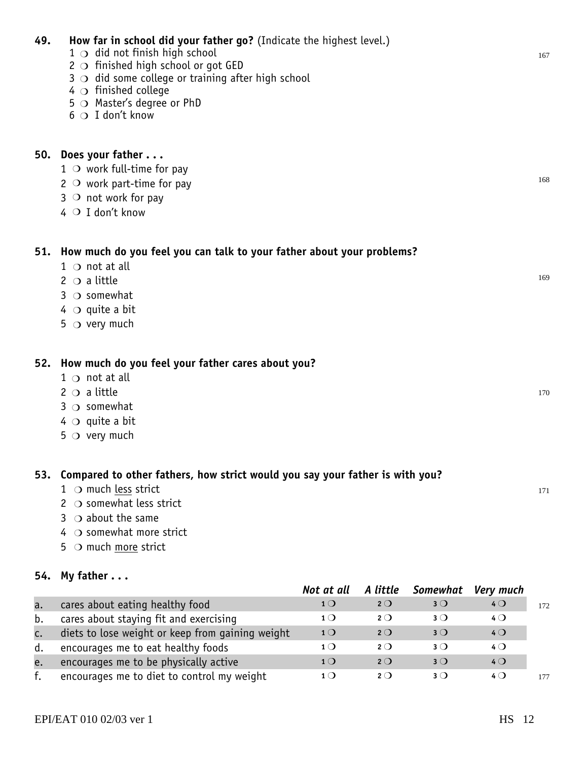**49. How far in school did your father go?** (Indicate the highest level.)

1 ❍ did not finish high school
2 ❍ finished high school or got GED
3 ❍ did some college or training after high school
4 ❍ finished college
5 ❍ Master's degree or PhD
6 ❍ I don't know

167

**50. Does your father . . .**

1 ❍ work full-time for pay
2 ❍ work part-time for pay
3 ❍ not work for pay
4 ❍ I don't know

168

**51. How much do you feel you can talk to your father about your problems?**

1 ❍ not at all
2 ❍ a little
3 ❍ somewhat
4 ❍ quite a bit
5 ❍ very much

169

**52. How much do you feel your father cares about you?**

1 ❍ not at all
2 ❍ a little
3 ❍ somewhat
4 ❍ quite a bit
5 ❍ very much

170

**53. Compared to other fathers, how strict would you say your father is with you?**

1 ❍ much <u>less</u> strict
2 ❍ somewhat less strict
3 ❍ about the same
4 ❍ somewhat more strict
5 ❍ much <u>more</u> strict

171

**54. My father . . .**

| | | *Not at all* | *A little* | *Somewhat* | *Very much* | |
|---|---|---|---|---|---|---|
| a. | cares about eating healthy food | 1 ❍ | 2 ❍ | 3 ❍ | 4 ❍ | 172 |
| b. | cares about staying fit and exercising | 1 ❍ | 2 ❍ | 3 ❍ | 4 ❍ | |
| c. | diets to lose weight or keep from gaining weight | 1 ❍ | 2 ❍ | 3 ❍ | 4 ❍ | |
| d. | encourages me to eat healthy foods | 1 ❍ | 2 ❍ | 3 ❍ | 4 ❍ | |
| e. | encourages me to be physically active | 1 ❍ | 2 ❍ | 3 ❍ | 4 ❍ | |
| f. | encourages me to diet to control my weight | 1 ❍ | 2 ❍ | 3 ❍ | 4 ❍ | 177 |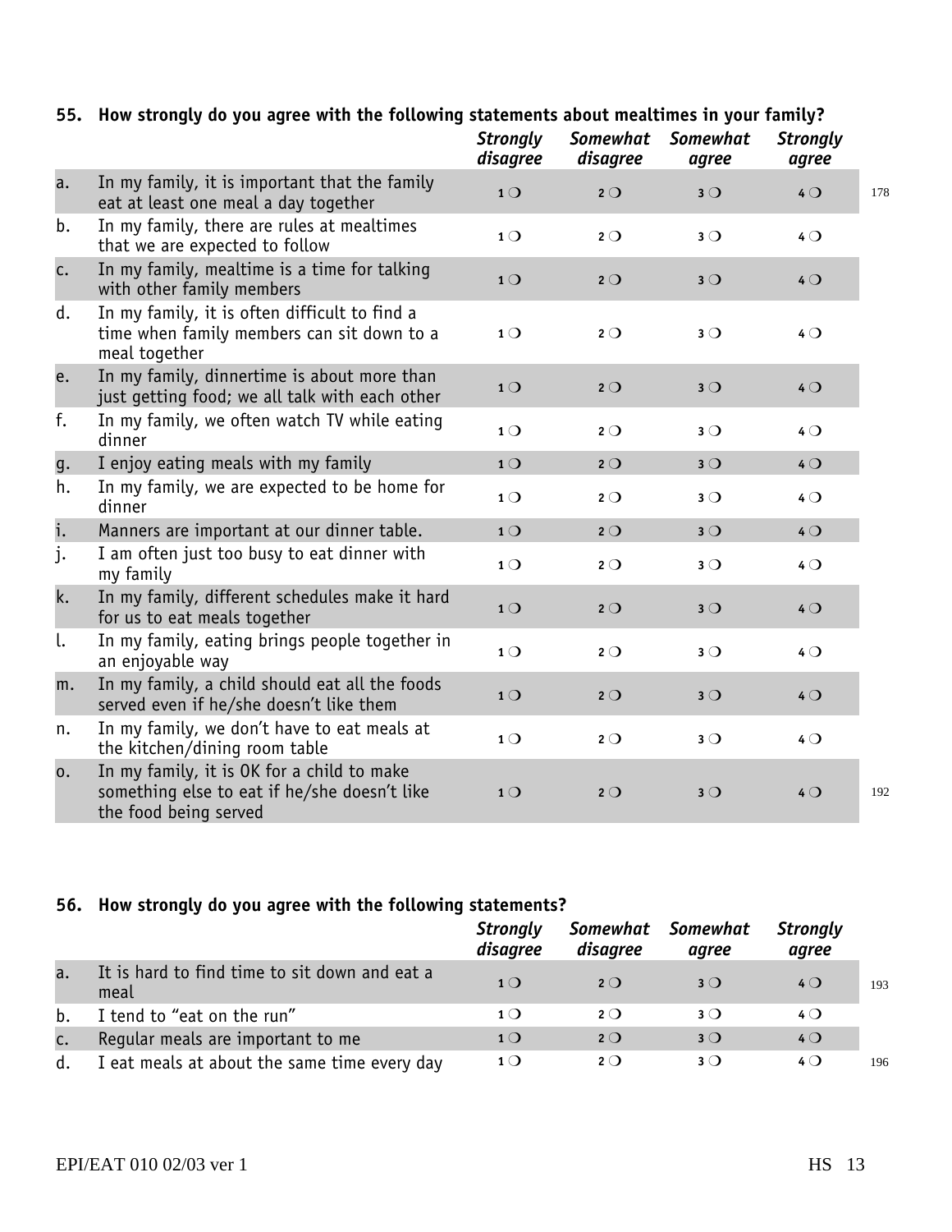**55. How strongly do you agree with the following statements about mealtimes in your family?**

| | | *Strongly disagree* | *Somewhat disagree* | *Somewhat agree* | *Strongly agree* | |
|---|---|---|---|---|---|---|
| a. | In my family, it is important that the family eat at least one meal a day together | 1 ❍ | 2 ❍ | 3 ❍ | 4 ❍ | 178 |
| b. | In my family, there are rules at mealtimes that we are expected to follow | 1 ❍ | 2 ❍ | 3 ❍ | 4 ❍ | |
| c. | In my family, mealtime is a time for talking with other family members | 1 ❍ | 2 ❍ | 3 ❍ | 4 ❍ | |
| d. | In my family, it is often difficult to find a time when family members can sit down to a meal together | 1 ❍ | 2 ❍ | 3 ❍ | 4 ❍ | |
| e. | In my family, dinnertime is about more than just getting food; we all talk with each other | 1 ❍ | 2 ❍ | 3 ❍ | 4 ❍ | |
| f. | In my family, we often watch TV while eating dinner | 1 ❍ | 2 ❍ | 3 ❍ | 4 ❍ | |
| g. | I enjoy eating meals with my family | 1 ❍ | 2 ❍ | 3 ❍ | 4 ❍ | |
| h. | In my family, we are expected to be home for dinner | 1 ❍ | 2 ❍ | 3 ❍ | 4 ❍ | |
| i. | Manners are important at our dinner table. | 1 ❍ | 2 ❍ | 3 ❍ | 4 ❍ | |
| j. | I am often just too busy to eat dinner with my family | 1 ❍ | 2 ❍ | 3 ❍ | 4 ❍ | |
| k. | In my family, different schedules make it hard for us to eat meals together | 1 ❍ | 2 ❍ | 3 ❍ | 4 ❍ | |
| l. | In my family, eating brings people together in an enjoyable way | 1 ❍ | 2 ❍ | 3 ❍ | 4 ❍ | |
| m. | In my family, a child should eat all the foods served even if he/she doesn't like them | 1 ❍ | 2 ❍ | 3 ❍ | 4 ❍ | |
| n. | In my family, we don't have to eat meals at the kitchen/dining room table | 1 ❍ | 2 ❍ | 3 ❍ | 4 ❍ | |
| o. | In my family, it is OK for a child to make something else to eat if he/she doesn't like the food being served | 1 ❍ | 2 ❍ | 3 ❍ | 4 ❍ | 192 |

**56. How strongly do you agree with the following statements?**

| | | *Strongly disagree* | *Somewhat disagree* | *Somewhat agree* | *Strongly agree* | |
|---|---|---|---|---|---|---|
| a. | It is hard to find time to sit down and eat a meal | 1 ❍ | 2 ❍ | 3 ❍ | 4 ❍ | 193 |
| b. | I tend to "eat on the run" | 1 ❍ | 2 ❍ | 3 ❍ | 4 ❍ | |
| c. | Regular meals are important to me | 1 ❍ | 2 ❍ | 3 ❍ | 4 ❍ | |
| d. | I eat meals at about the same time every day | 1 ❍ | 2 ❍ | 3 ❍ | 4 ❍ | 196 |

EPI/EAT 010 02/03 ver 1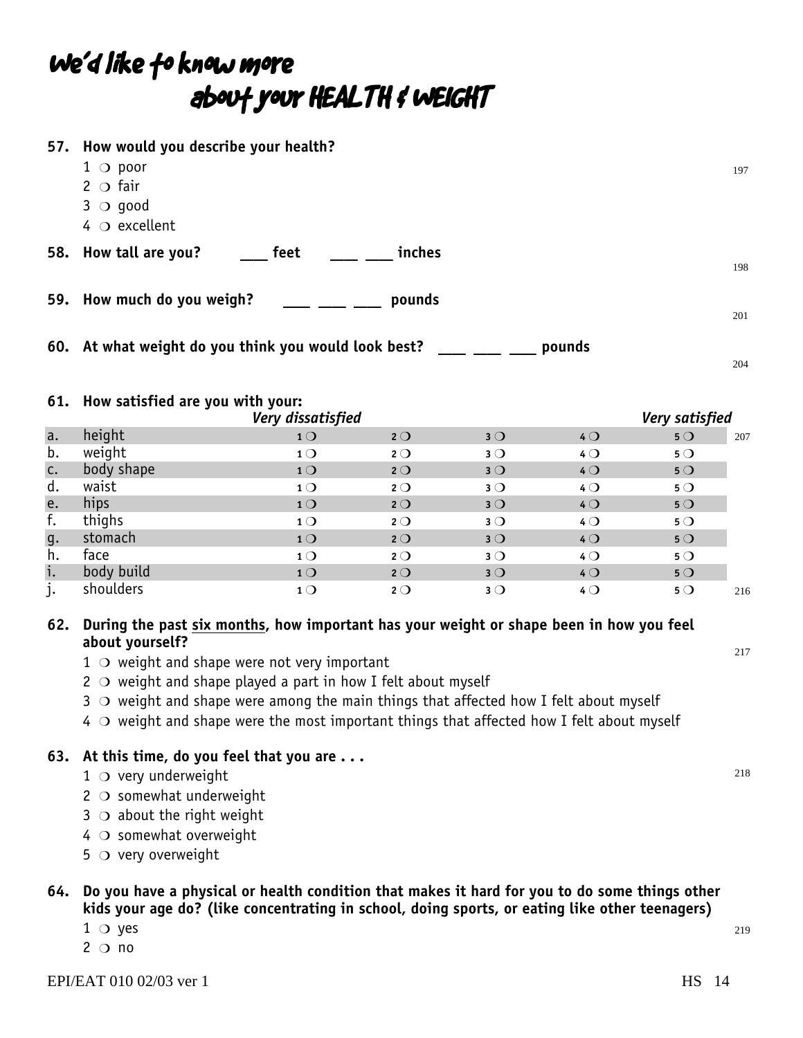# We'd like to know more about your HEALTH & WEIGHT

**57. How would you describe your health?**

1 ❍ poor
2 ❍ fair
3 ❍ good
4 ❍ excellent

197

**58. How tall are you?** ___ **feet** ___ ___ **inches**

198

**59. How much do you weigh?** ___ ___ ___ **pounds**

201

**60. At what weight do you think you would look best?** ___ ___ ___ **pounds**

204

**61. How satisfied are you with your:**

| | | *Very dissatisfied* | | | | *Very satisfied* | |
|---|---|---|---|---|---|---|---|
| a. | height | 1 ❍ | 2 ❍ | 3 ❍ | 4 ❍ | 5 ❍ | 207 |
| b. | weight | 1 ❍ | 2 ❍ | 3 ❍ | 4 ❍ | 5 ❍ | |
| c. | body shape | 1 ❍ | 2 ❍ | 3 ❍ | 4 ❍ | 5 ❍ | |
| d. | waist | 1 ❍ | 2 ❍ | 3 ❍ | 4 ❍ | 5 ❍ | |
| e. | hips | 1 ❍ | 2 ❍ | 3 ❍ | 4 ❍ | 5 ❍ | |
| f. | thighs | 1 ❍ | 2 ❍ | 3 ❍ | 4 ❍ | 5 ❍ | |
| g. | stomach | 1 ❍ | 2 ❍ | 3 ❍ | 4 ❍ | 5 ❍ | |
| h. | face | 1 ❍ | 2 ❍ | 3 ❍ | 4 ❍ | 5 ❍ | |
| i. | body build | 1 ❍ | 2 ❍ | 3 ❍ | 4 ❍ | 5 ❍ | |
| j. | shoulders | 1 ❍ | 2 ❍ | 3 ❍ | 4 ❍ | 5 ❍ | 216 |

**62. During the past six months, how important has your weight or shape been in how you feel about yourself?**

217

1 ❍ weight and shape were not very important
2 ❍ weight and shape played a part in how I felt about myself
3 ❍ weight and shape were among the main things that affected how I felt about myself
4 ❍ weight and shape were the most important things that affected how I felt about myself

**63. At this time, do you feel that you are . . .**

218

1 ❍ very underweight
2 ❍ somewhat underweight
3 ❍ about the right weight
4 ❍ somewhat overweight
5 ❍ very overweight

**64. Do you have a physical or health condition that makes it hard for you to do some things other kids your age do? (like concentrating in school, doing sports, or eating like other teenagers)**

219

1 ❍ yes
2 ❍ no

EPI/EAT 010 02/03 ver 1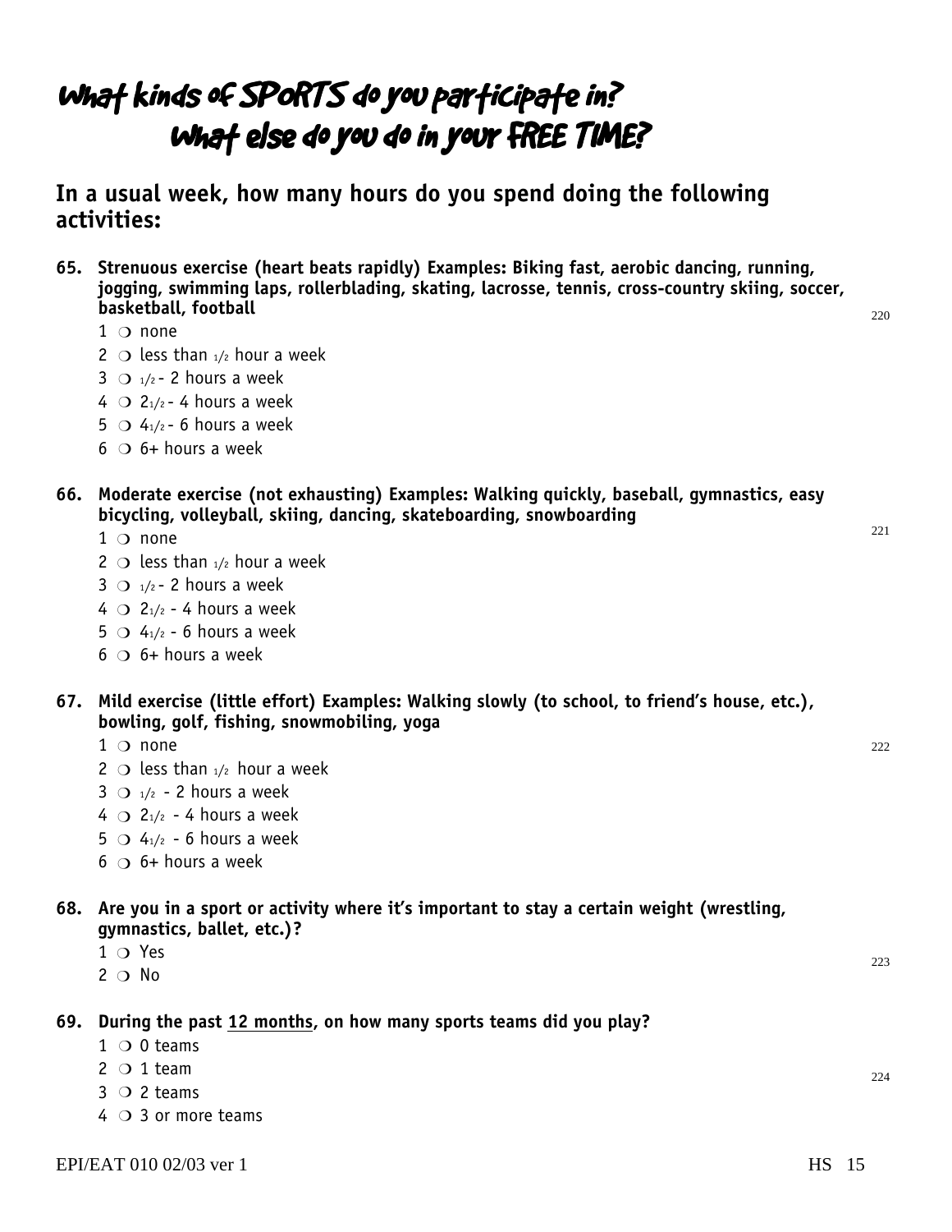# What kinds of SPORTS do you participate in?
# What else do you do in your FREE TIME?

## In a usual week, how many hours do you spend doing the following activities:

**65. Strenuous exercise (heart beats rapidly) Examples: Biking fast, aerobic dancing, running, jogging, swimming laps, rollerblading, skating, lacrosse, tennis, cross-country skiing, soccer, basketball, football**

220

1 ❍ none
2 ❍ less than 1/2 hour a week
3 ❍ 1/2 - 2 hours a week
4 ❍ 2 1/2 - 4 hours a week
5 ❍ 4 1/2 - 6 hours a week
6 ❍ 6+ hours a week

**66. Moderate exercise (not exhausting) Examples: Walking quickly, baseball, gymnastics, easy bicycling, volleyball, skiing, dancing, skateboarding, snowboarding**

221

1 ❍ none
2 ❍ less than 1/2 hour a week
3 ❍ 1/2 - 2 hours a week
4 ❍ 2 1/2 - 4 hours a week
5 ❍ 4 1/2 - 6 hours a week
6 ❍ 6+ hours a week

**67. Mild exercise (little effort) Examples: Walking slowly (to school, to friend's house, etc.), bowling, golf, fishing, snowmobiling, yoga**

222

1 ❍ none
2 ❍ less than 1/2 hour a week
3 ❍ 1/2 - 2 hours a week
4 ❍ 2 1/2 - 4 hours a week
5 ❍ 4 1/2 - 6 hours a week
6 ❍ 6+ hours a week

**68. Are you in a sport or activity where it's important to stay a certain weight (wrestling, gymnastics, ballet, etc.)?**

223

1 ❍ Yes
2 ❍ No

**69. During the past 12 months, on how many sports teams did you play?**

224

1 ❍ 0 teams
2 ❍ 1 team
3 ❍ 2 teams
4 ❍ 3 or more teams

EPI/EAT 010 02/03 ver 1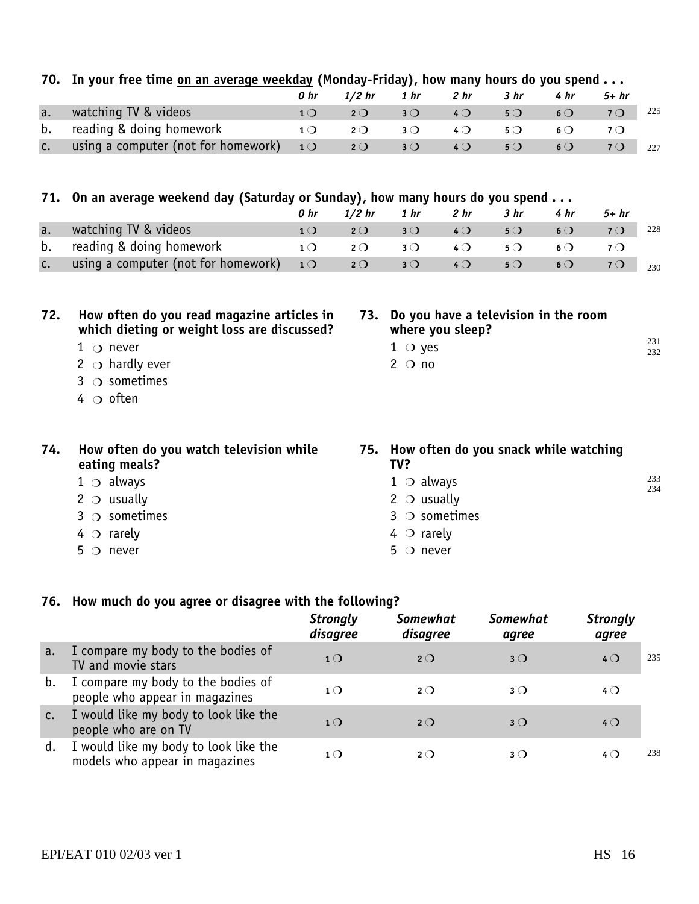**70. In your free time on an average weekday (Monday-Friday), how many hours do you spend . . .**

| | *0 hr* | *1/2 hr* | *1 hr* | *2 hr* | *3 hr* | *4 hr* | *5+ hr* |
|---|---|---|---|---|---|---|---|
| a. watching TV & videos | 1 ○ | 2 ○ | 3 ○ | 4 ○ | 5 ○ | 6 ○ | 7 ○ |
| b. reading & doing homework | 1 ○ | 2 ○ | 3 ○ | 4 ○ | 5 ○ | 6 ○ | 7 ○ |
| c. using a computer (not for homework) | 1 ○ | 2 ○ | 3 ○ | 4 ○ | 5 ○ | 6 ○ | 7 ○ |

**71. On an average weekend day (Saturday or Sunday), how many hours do you spend . . .**

| | *0 hr* | *1/2 hr* | *1 hr* | *2 hr* | *3 hr* | *4 hr* | *5+ hr* |
|---|---|---|---|---|---|---|---|
| a. watching TV & videos | 1 ○ | 2 ○ | 3 ○ | 4 ○ | 5 ○ | 6 ○ | 7 ○ |
| b. reading & doing homework | 1 ○ | 2 ○ | 3 ○ | 4 ○ | 5 ○ | 6 ○ | 7 ○ |
| c. using a computer (not for homework) | 1 ○ | 2 ○ | 3 ○ | 4 ○ | 5 ○ | 6 ○ | 7 ○ |

**72. How often do you read magazine articles in which dieting or weight loss are discussed?**

1 ○ never
2 ○ hardly ever
3 ○ sometimes
4 ○ often

**73. Do you have a television in the room where you sleep?**

1 ○ yes
2 ○ no

**74. How often do you watch television while eating meals?**

1 ○ always
2 ○ usually
3 ○ sometimes
4 ○ rarely
5 ○ never

**75. How often do you snack while watching TV?**

1 ○ always
2 ○ usually
3 ○ sometimes
4 ○ rarely
5 ○ never

**76. How much do you agree or disagree with the following?**

| | *Strongly disagree* | *Somewhat disagree* | *Somewhat agree* | *Strongly agree* |
|---|---|---|---|---|
| a. I compare my body to the bodies of TV and movie stars | 1 ○ | 2 ○ | 3 ○ | 4 ○ |
| b. I compare my body to the bodies of people who appear in magazines | 1 ○ | 2 ○ | 3 ○ | 4 ○ |
| c. I would like my body to look like the people who are on TV | 1 ○ | 2 ○ | 3 ○ | 4 ○ |
| d. I would like my body to look like the models who appear in magazines | 1 ○ | 2 ○ | 3 ○ | 4 ○ |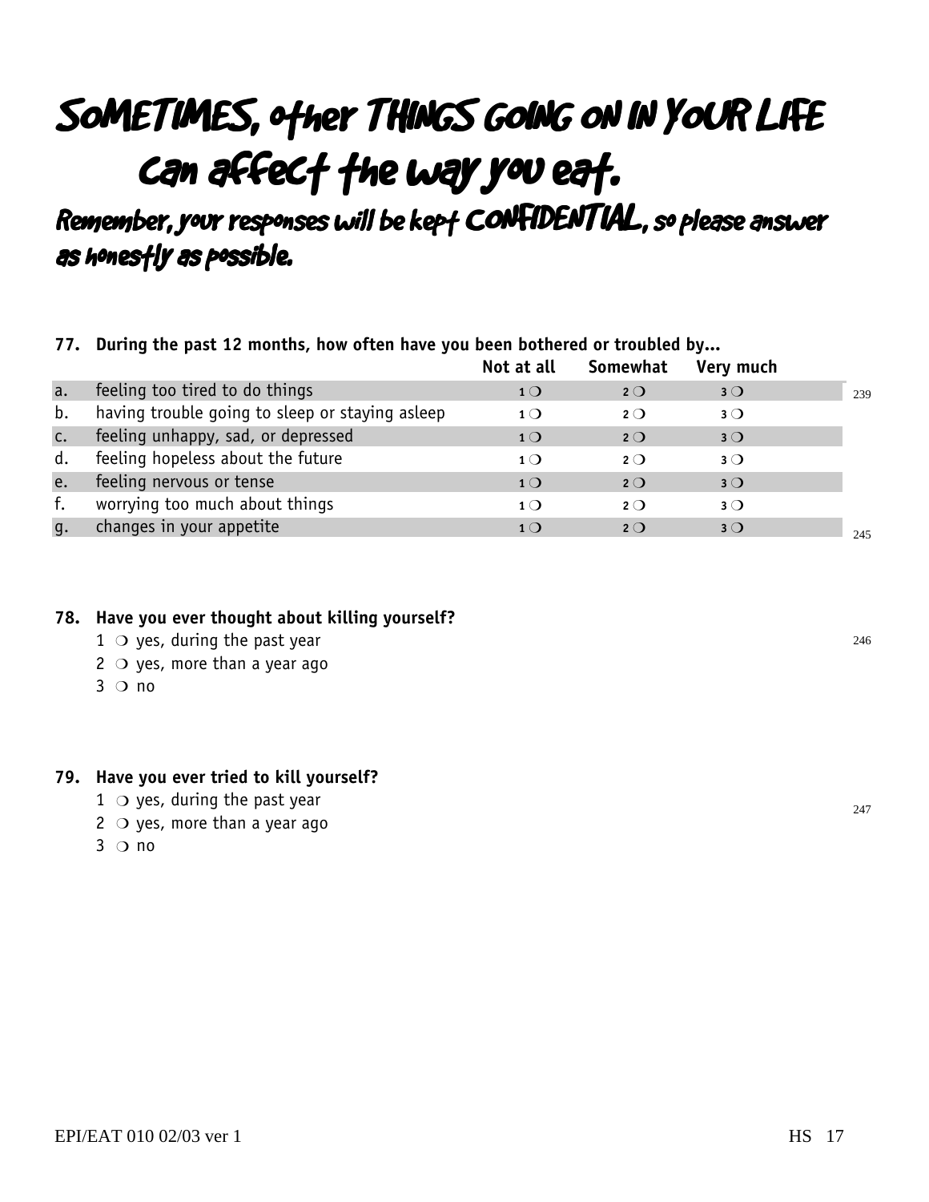# SOMETIMES, other THINGS GOING ON IN YOUR LIFE can affect the way you eat.

## Remember, your responses will be kept CONFIDENTIAL, so please answer as honestly as possible.

**77. During the past 12 months, how often have you been bothered or troubled by...**

| | | Not at all | Somewhat | Very much |
|---|---|---|---|---|
| a. | feeling too tired to do things | 1 ❍ | 2 ❍ | 3 ❍ |
| b. | having trouble going to sleep or staying asleep | 1 ❍ | 2 ❍ | 3 ❍ |
| c. | feeling unhappy, sad, or depressed | 1 ❍ | 2 ❍ | 3 ❍ |
| d. | feeling hopeless about the future | 1 ❍ | 2 ❍ | 3 ❍ |
| e. | feeling nervous or tense | 1 ❍ | 2 ❍ | 3 ❍ |
| f. | worrying too much about things | 1 ❍ | 2 ❍ | 3 ❍ |
| g. | changes in your appetite | 1 ❍ | 2 ❍ | 3 ❍ |

239

245

**78. Have you ever thought about killing yourself?**

1 ❍ yes, during the past year
2 ❍ yes, more than a year ago
3 ❍ no

246

**79. Have you ever tried to kill yourself?**

1 ❍ yes, during the past year
2 ❍ yes, more than a year ago
3 ❍ no

247

EPI/EAT 010 02/03 ver 1 — HS 17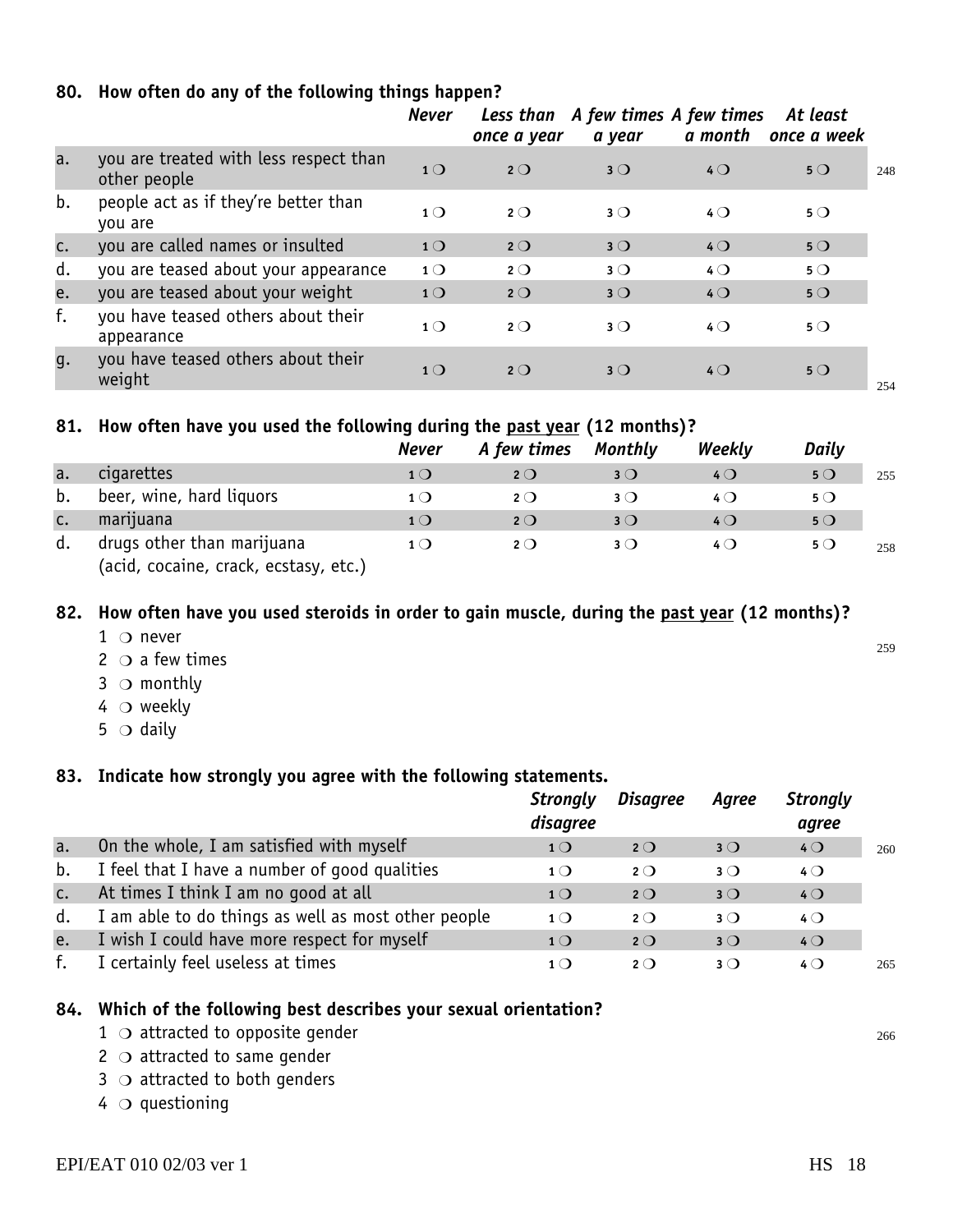**80. How often do any of the following things happen?**

| | | *Never* | *Less than once a year* | *A few times a year* | *A few times a month* | *At least once a week* |
|---|---|---|---|---|---|---|
| a. | you are treated with less respect than other people | 1 ❍ | 2 ❍ | 3 ❍ | 4 ❍ | 5 ❍ |
| b. | people act as if they're better than you are | 1 ❍ | 2 ❍ | 3 ❍ | 4 ❍ | 5 ❍ |
| c. | you are called names or insulted | 1 ❍ | 2 ❍ | 3 ❍ | 4 ❍ | 5 ❍ |
| d. | you are teased about your appearance | 1 ❍ | 2 ❍ | 3 ❍ | 4 ❍ | 5 ❍ |
| e. | you are teased about your weight | 1 ❍ | 2 ❍ | 3 ❍ | 4 ❍ | 5 ❍ |
| f. | you have teased others about their appearance | 1 ❍ | 2 ❍ | 3 ❍ | 4 ❍ | 5 ❍ |
| g. | you have teased others about their weight | 1 ❍ | 2 ❍ | 3 ❍ | 4 ❍ | 5 ❍ |

**81. How often have you used the following during the <u>past year</u> (12 months)?**

| | | *Never* | *A few times* | *Monthly* | *Weekly* | *Daily* |
|---|---|---|---|---|---|---|
| a. | cigarettes | 1 ❍ | 2 ❍ | 3 ❍ | 4 ❍ | 5 ❍ |
| b. | beer, wine, hard liquors | 1 ❍ | 2 ❍ | 3 ❍ | 4 ❍ | 5 ❍ |
| c. | marijuana | 1 ❍ | 2 ❍ | 3 ❍ | 4 ❍ | 5 ❍ |
| d. | drugs other than marijuana (acid, cocaine, crack, ecstasy, etc.) | 1 ❍ | 2 ❍ | 3 ❍ | 4 ❍ | 5 ❍ |

**82. How often have you used steroids in order to gain muscle, during the <u>past year</u> (12 months)?**

1 ❍ never
2 ❍ a few times
3 ❍ monthly
4 ❍ weekly
5 ❍ daily

**83. Indicate how strongly you agree with the following statements.**

| | | *Strongly disagree* | *Disagree* | *Agree* | *Strongly agree* |
|---|---|---|---|---|---|
| a. | On the whole, I am satisfied with myself | 1 ❍ | 2 ❍ | 3 ❍ | 4 ❍ |
| b. | I feel that I have a number of good qualities | 1 ❍ | 2 ❍ | 3 ❍ | 4 ❍ |
| c. | At times I think I am no good at all | 1 ❍ | 2 ❍ | 3 ❍ | 4 ❍ |
| d. | I am able to do things as well as most other people | 1 ❍ | 2 ❍ | 3 ❍ | 4 ❍ |
| e. | I wish I could have more respect for myself | 1 ❍ | 2 ❍ | 3 ❍ | 4 ❍ |
| f. | I certainly feel useless at times | 1 ❍ | 2 ❍ | 3 ❍ | 4 ❍ |

**84. Which of the following best describes your sexual orientation?**

1 ❍ attracted to opposite gender
2 ❍ attracted to same gender
3 ❍ attracted to both genders
4 ❍ questioning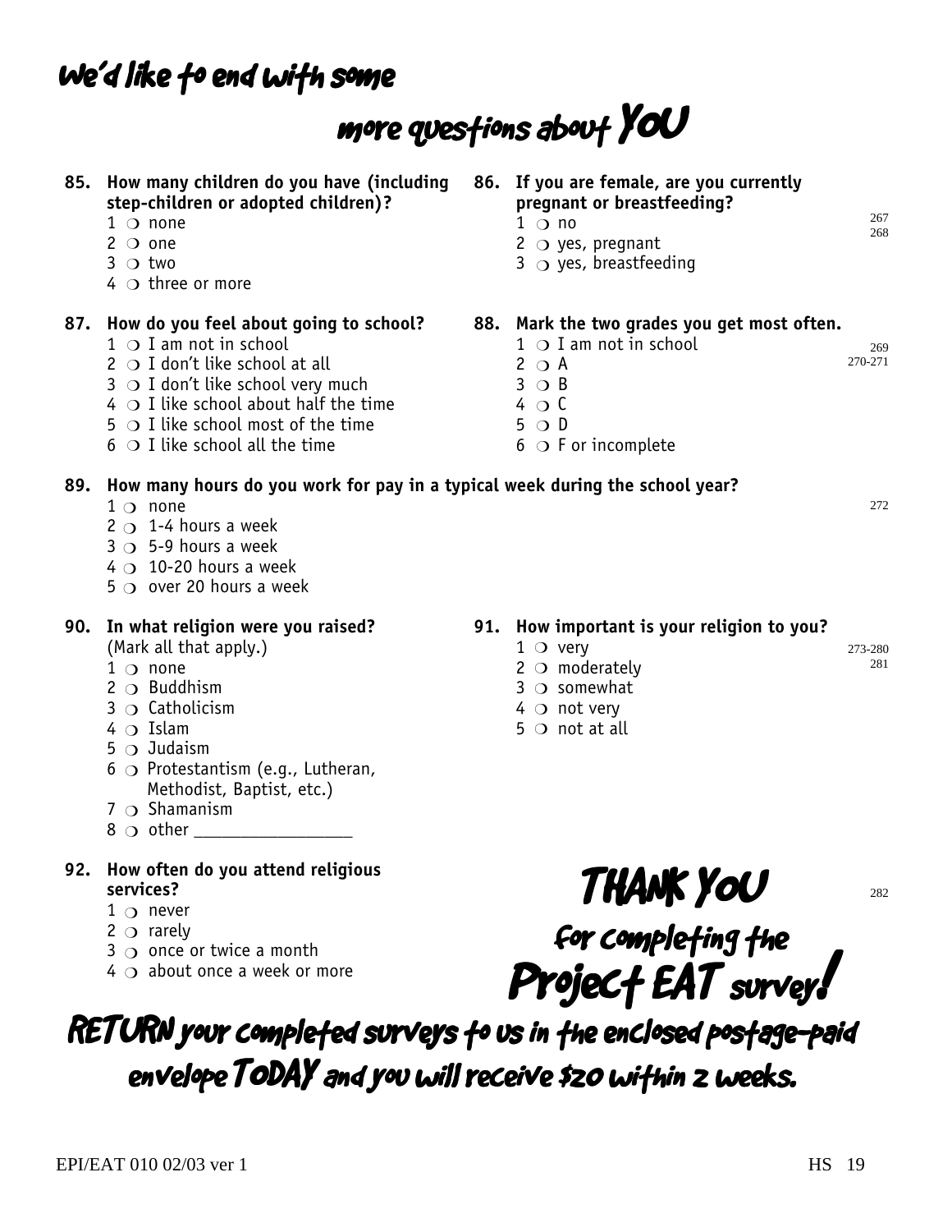# We'd like to end with some more questions about YOU

**85. How many children do you have (including step-children or adopted children)?**

1 ❍ none
2 ❍ one
3 ❍ two
4 ❍ three or more

**86. If you are female, are you currently pregnant or breastfeeding?**

1 ❍ no
2 ❍ yes, pregnant
3 ❍ yes, breastfeeding

267
268

**87. How do you feel about going to school?**

1 ❍ I am not in school
2 ❍ I don't like school at all
3 ❍ I don't like school very much
4 ❍ I like school about half the time
5 ❍ I like school most of the time
6 ❍ I like school all the time

**88. Mark the two grades you get most often.**

1 ❍ I am not in school
2 ❍ A
3 ❍ B
4 ❍ C
5 ❍ D
6 ❍ F or incomplete

269
270-271

**89. How many hours do you work for pay in a typical week during the school year?**

1 ❍ none
2 ❍ 1-4 hours a week
3 ❍ 5-9 hours a week
4 ❍ 10-20 hours a week
5 ❍ over 20 hours a week

272

**90. In what religion were you raised?**
(Mark all that apply.)

1 ❍ none
2 ❍ Buddhism
3 ❍ Catholicism
4 ❍ Islam
5 ❍ Judaism
6 ❍ Protestantism (e.g., Lutheran, Methodist, Baptist, etc.)
7 ❍ Shamanism
8 ❍ other ________________

**91. How important is your religion to you?**

1 ❍ very
2 ❍ moderately
3 ❍ somewhat
4 ❍ not very
5 ❍ not at all

273-280
281

**92. How often do you attend religious services?**

1 ❍ never
2 ❍ rarely
3 ❍ once or twice a month
4 ❍ about once a week or more

282

## THANK YOU for completing the Project EAT survey!

## RETURN your completed surveys to us in the enclosed postage-paid envelope TODAY and you will receive $20 within 2 weeks.

EPI/EAT 010 02/03 ver 1